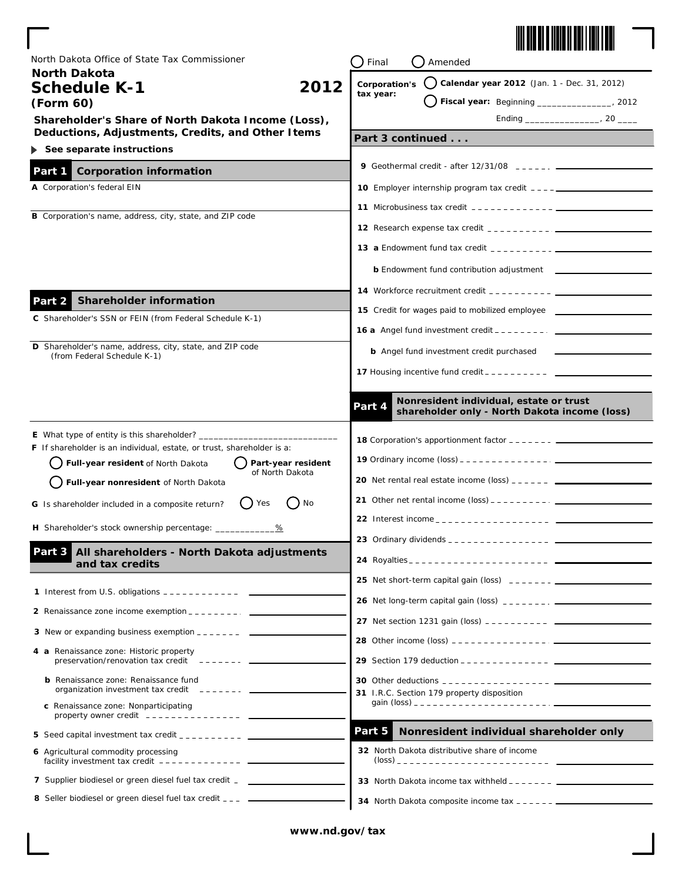North Dakota Office of State Tax Commissioner

# North Dakota Schedule K-1 (Form 60) 2012

## Shareholder's Share of North Dakota Income (Loss), Deductions, Adjustments, Credits, and Other Items

▶ See separate instructions

○ Final ○ Amended

Corporation's tax year: ○ **Calendar year 2012** (Jan. 1 - Dec. 31, 2012)

○ **Fiscal year:** Beginning _______________, 2012 Ending _______________, 20 ____

## Part 1 Corporation information

**A** Corporation's federal EIN

**B** Corporation's name, address, city, state, and ZIP code

## Part 2 Shareholder information

**C** Shareholder's SSN or FEIN (from Federal Schedule K-1)

**D** Shareholder's name, address, city, state, and ZIP code (from Federal Schedule K-1)

**E** What type of entity is this shareholder? ____________________________

**F** If shareholder is an individual, estate, or trust, shareholder is a:

○ **Full-year resident** of North Dakota ○ **Part-year resident** of North Dakota ○ **Full-year nonresident** of North Dakota

**G** Is shareholder included in a composite return? ○ Yes ○ No

**H** Shareholder's stock ownership percentage: ____________%

## Part 3 All shareholders - North Dakota adjustments and tax credits

1 Interest from U.S. obligations

2 Renaissance zone income exemption

3 New or expanding business exemption

4 a Renaissance zone: Historic property preservation/renovation tax credit

b Renaissance zone: Renaissance fund organization investment tax credit

c Renaissance zone: Nonparticipating property owner credit

5 Seed capital investment tax credit

6 Agricultural commodity processing facility investment tax credit

7 Supplier biodiesel or green diesel fuel tax credit

8 Seller biodiesel or green diesel fuel tax credit

## Part 3 continued . . .

9 Geothermal credit - after 12/31/08

10 Employer internship program tax credit

11 Microbusiness tax credit

12 Research expense tax credit

13 a Endowment fund tax credit

b Endowment fund contribution adjustment

14 Workforce recruitment credit

15 Credit for wages paid to mobilized employee

16 a Angel fund investment credit

b Angel fund investment credit purchased

17 Housing incentive fund credit

## Part 4 Nonresident individual, estate or trust shareholder only - North Dakota income (loss)

18 Corporation's apportionment factor

19 Ordinary income (loss)

20 Net rental real estate income (loss)

21 Other net rental income (loss)

22 Interest income

23 Ordinary dividends

24 Royalties

25 Net short-term capital gain (loss)

26 Net long-term capital gain (loss)

27 Net section 1231 gain (loss)

28 Other income (loss)

29 Section 179 deduction

30 Other deductions

31 I.R.C. Section 179 property disposition gain (loss)

## Part 5 Nonresident individual shareholder only

32 North Dakota distributive share of income (loss)

33 North Dakota income tax withheld

34 North Dakota composite income tax

www.nd.gov/tax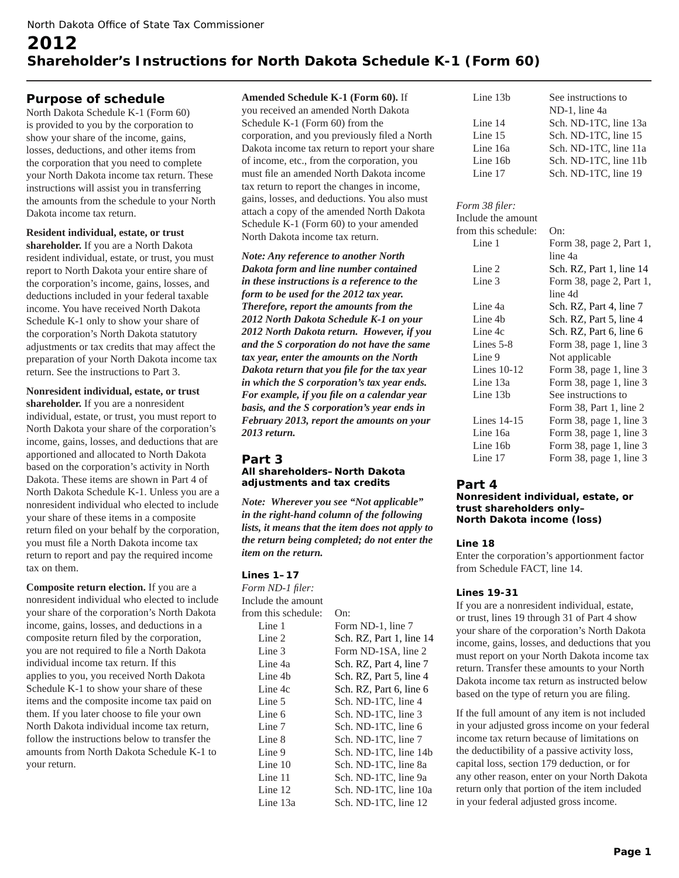North Dakota Office of State Tax Commissioner

# 2012
# Shareholder's Instructions for North Dakota Schedule K-1 (Form 60)

## Purpose of schedule

North Dakota Schedule K-1 (Form 60) is provided to you by the corporation to show your share of the income, gains, losses, deductions, and other items from the corporation that you need to complete your North Dakota income tax return. These instructions will assist you in transferring the amounts from the schedule to your North Dakota income tax return.

**Resident individual, estate, or trust shareholder.** If you are a North Dakota resident individual, estate, or trust, you must report to North Dakota your entire share of the corporation's income, gains, losses, and deductions included in your federal taxable income. You have received North Dakota Schedule K-1 only to show your share of the corporation's North Dakota statutory adjustments or tax credits that may affect the preparation of your North Dakota income tax return. See the instructions to Part 3.

**Nonresident individual, estate, or trust shareholder.** If you are a nonresident individual, estate, or trust, you must report to North Dakota your share of the corporation's income, gains, losses, and deductions that are apportioned and allocated to North Dakota based on the corporation's activity in North Dakota. These items are shown in Part 4 of North Dakota Schedule K-1. Unless you are a nonresident individual who elected to include your share of these items in a composite return filed on your behalf by the corporation, you must file a North Dakota income tax return to report and pay the required income tax on them.

**Composite return election.** If you are a nonresident individual who elected to include your share of the corporation's North Dakota income, gains, losses, and deductions in a composite return filed by the corporation, you are not required to file a North Dakota individual income tax return. If this applies to you, you received North Dakota Schedule K-1 to show your share of these items and the composite income tax paid on them. If you later choose to file your own North Dakota individual income tax return, follow the instructions below to transfer the amounts from North Dakota Schedule K-1 to your return.

**Amended Schedule K-1 (Form 60).** If you received an amended North Dakota Schedule K-1 (Form 60) from the corporation, and you previously filed a North Dakota income tax return to report your share of income, etc., from the corporation, you must file an amended North Dakota income tax return to report the changes in income, gains, losses, and deductions. You also must attach a copy of the amended North Dakota Schedule K-1 (Form 60) to your amended North Dakota income tax return.

***Note: Any reference to another North Dakota form and line number contained in these instructions is a reference to the form to be used for the 2012 tax year. Therefore, report the amounts from the 2012 North Dakota Schedule K-1 on your 2012 North Dakota return. However, if you and the S corporation do not have the same tax year, enter the amounts on the North Dakota return that you file for the tax year in which the S corporation's tax year ends. For example, if you file on a calendar year basis, and the S corporation's year ends in February 2013, report the amounts on your 2013 return.***

## Part 3
### All shareholders– North Dakota adjustments and tax credits

***Note: Wherever you see "Not applicable" in the right-hand column of the following lists, it means that the item does not apply to the return being completed; do not enter the item on the return.***

#### Lines 1– 17

*Form ND-1 filer:*

| Include the amount from this schedule: | On: |
|---|---|
| Line 1 | Form ND-1, line 7 |
| Line 2 | Sch. RZ, Part 1, line 14 |
| Line 3 | Form ND-1SA, line 2 |
| Line 4a | Sch. RZ, Part 4, line 7 |
| Line 4b | Sch. RZ, Part 5, line 4 |
| Line 4c | Sch. RZ, Part 6, line 6 |
| Line 5 | Sch. ND-1TC, line 4 |
| Line 6 | Sch. ND-1TC, line 3 |
| Line 7 | Sch. ND-1TC, line 6 |
| Line 8 | Sch. ND-1TC, line 7 |
| Line 9 | Sch. ND-1TC, line 14b |
| Line 10 | Sch. ND-1TC, line 8a |
| Line 11 | Sch. ND-1TC, line 9a |
| Line 12 | Sch. ND-1TC, line 10a |
| Line 13a | Sch. ND-1TC, line 12 |
| Line 13b | See instructions to ND-1, line 4a |
| Line 14 | Sch. ND-1TC, line 13a |
| Line 15 | Sch. ND-1TC, line 15 |
| Line 16a | Sch. ND-1TC, line 11a |
| Line 16b | Sch. ND-1TC, line 11b |
| Line 17 | Sch. ND-1TC, line 19 |

*Form 38 filer:*

| Include the amount from this schedule: | On: |
|---|---|
| Line 1 | Form 38, page 2, Part 1, line 4a |
| Line 2 | Sch. RZ, Part 1, line 14 |
| Line 3 | Form 38, page 2, Part 1, line 4d |
| Line 4a | Sch. RZ, Part 4, line 7 |
| Line 4b | Sch. RZ, Part 5, line 4 |
| Line 4c | Sch. RZ, Part 6, line 6 |
| Lines 5-8 | Form 38, page 1, line 3 |
| Line 9 | Not applicable |
| Lines 10-12 | Form 38, page 1, line 3 |
| Line 13a | Form 38, page 1, line 3 |
| Line 13b | See instructions to Form 38, Part 1, line 2 |
| Lines 14-15 | Form 38, page 1, line 3 |
| Line 16a | Form 38, page 1, line 3 |
| Line 16b | Form 38, page 1, line 3 |
| Line 17 | Form 38, page 1, line 3 |

## Part 4
### Nonresident individual, estate, or trust shareholders only– North Dakota income (loss)

#### Line 18

Enter the corporation's apportionment factor from Schedule FACT, line 14.

#### Lines 19-31

If you are a nonresident individual, estate, or trust, lines 19 through 31 of Part 4 show your share of the corporation's North Dakota income, gains, losses, and deductions that you must report on your North Dakota income tax return. Transfer these amounts to your North Dakota income tax return as instructed below based on the type of return you are filing.

If the full amount of any item is not included in your adjusted gross income on your federal income tax return because of limitations on the deductibility of a passive activity loss, capital loss, section 179 deduction, or for any other reason, enter on your North Dakota return only that portion of the item included in your federal adjusted gross income.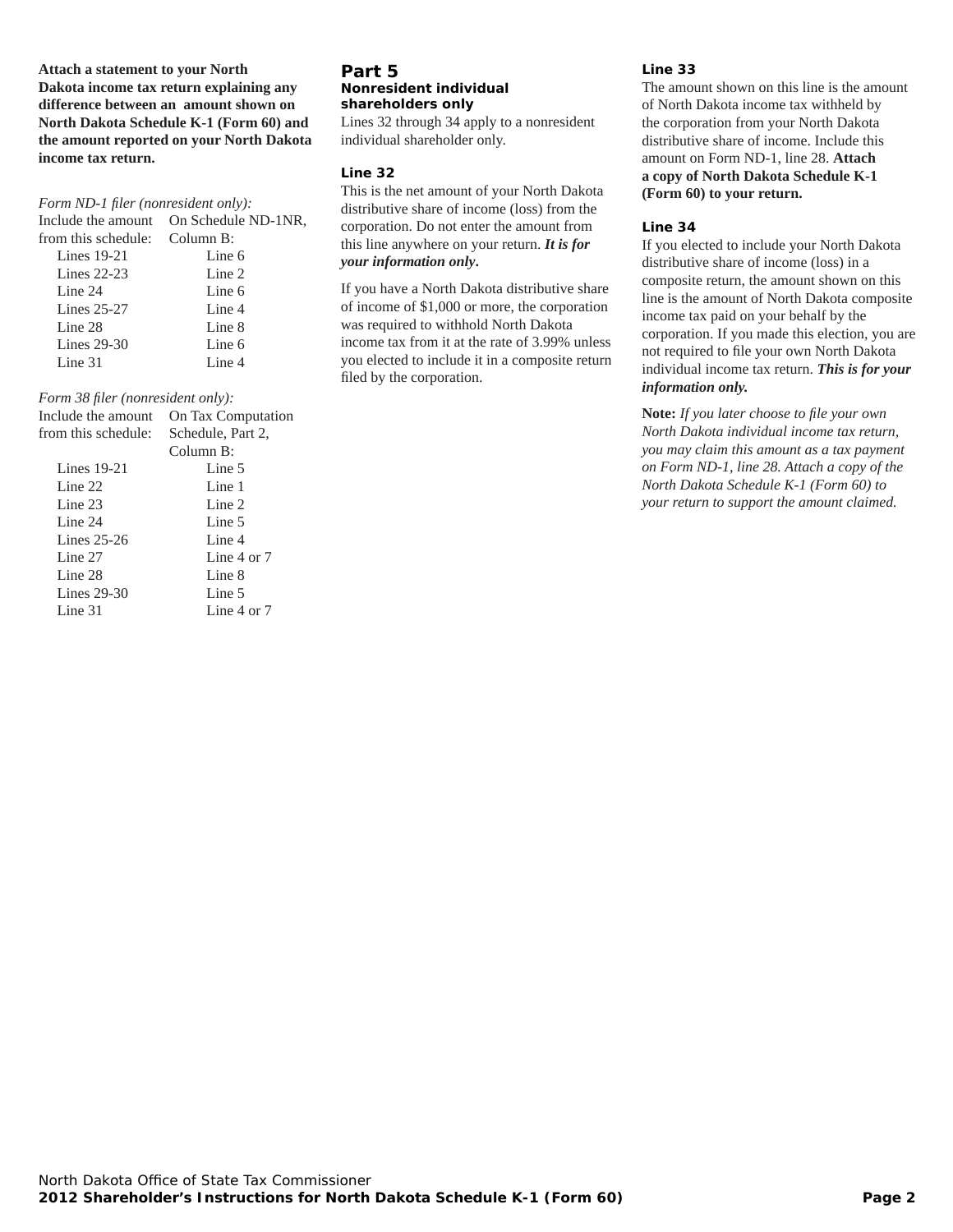**Attach a statement to your North Dakota income tax return explaining any difference between an amount shown on North Dakota Schedule K-1 (Form 60) and the amount reported on your North Dakota income tax return.**

*Form ND-1 filer (nonresident only):*

| Include the amount from this schedule: | On Schedule ND-1NR, Column B: |
|---|---|
| Lines 19-21 | Line 6 |
| Lines 22-23 | Line 2 |
| Line 24 | Line 6 |
| Lines 25-27 | Line 4 |
| Line 28 | Line 8 |
| Lines 29-30 | Line 6 |
| Line 31 | Line 4 |

*Form 38 filer (nonresident only):*

| Include the amount from this schedule: | On Tax Computation Schedule, Part 2, Column B: |
|---|---|
| Lines 19-21 | Line 5 |
| Line 22 | Line 1 |
| Line 23 | Line 2 |
| Line 24 | Line 5 |
| Lines 25-26 | Line 4 |
| Line 27 | Line 4 or 7 |
| Line 28 | Line 8 |
| Lines 29-30 | Line 5 |
| Line 31 | Line 4 or 7 |

## Part 5
### Nonresident individual shareholders only

Lines 32 through 34 apply to a nonresident individual shareholder only.

### Line 32

This is the net amount of your North Dakota distributive share of income (loss) from the corporation. Do not enter the amount from this line anywhere on your return. ***It is for your information only.***

If you have a North Dakota distributive share of income of $1,000 or more, the corporation was required to withhold North Dakota income tax from it at the rate of 3.99% unless you elected to include it in a composite return filed by the corporation.

### Line 33

The amount shown on this line is the amount of North Dakota income tax withheld by the corporation from your North Dakota distributive share of income. Include this amount on Form ND-1, line 28. **Attach a copy of North Dakota Schedule K-1 (Form 60) to your return.**

### Line 34

If you elected to include your North Dakota distributive share of income (loss) in a composite return, the amount shown on this line is the amount of North Dakota composite income tax paid on your behalf by the corporation. If you made this election, you are not required to file your own North Dakota individual income tax return. ***This is for your information only.***

**Note:** *If you later choose to file your own North Dakota individual income tax return, you may claim this amount as a tax payment on Form ND-1, line 28. Attach a copy of the North Dakota Schedule K-1 (Form 60) to your return to support the amount claimed.*